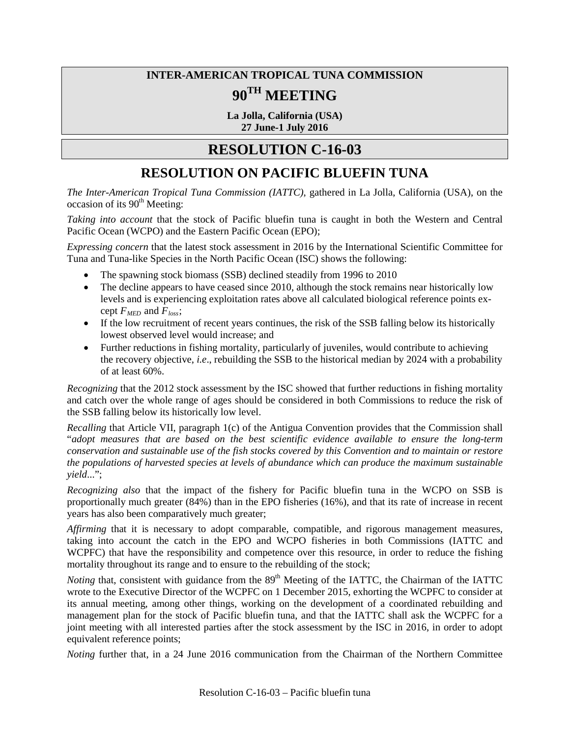**INTER-AMERICAN TROPICAL TUNA COMMISSION**

# 90TH MEETING

**La Jolla, California (USA)**
**27 June-1 July 2016**

# RESOLUTION C-16-03

## RESOLUTION ON PACIFIC BLUEFIN TUNA

*The Inter-American Tropical Tuna Commission (IATTC)*, gathered in La Jolla, California (USA), on the occasion of its 90th Meeting:

*Taking into account* that the stock of Pacific bluefin tuna is caught in both the Western and Central Pacific Ocean (WCPO) and the Eastern Pacific Ocean (EPO);

*Expressing concern* that the latest stock assessment in 2016 by the International Scientific Committee for Tuna and Tuna-like Species in the North Pacific Ocean (ISC) shows the following:

- The spawning stock biomass (SSB) declined steadily from 1996 to 2010
- The decline appears to have ceased since 2010, although the stock remains near historically low levels and is experiencing exploitation rates above all calculated biological reference points except $F_{MED}$ and $F_{loss}$;
- If the low recruitment of recent years continues, the risk of the SSB falling below its historically lowest observed level would increase; and
- Further reductions in fishing mortality, particularly of juveniles, would contribute to achieving the recovery objective, *i.e*., rebuilding the SSB to the historical median by 2024 with a probability of at least 60%.

*Recognizing* that the 2012 stock assessment by the ISC showed that further reductions in fishing mortality and catch over the whole range of ages should be considered in both Commissions to reduce the risk of the SSB falling below its historically low level.

*Recalling* that Article VII, paragraph 1(c) of the Antigua Convention provides that the Commission shall "*adopt measures that are based on the best scientific evidence available to ensure the long-term conservation and sustainable use of the fish stocks covered by this Convention and to maintain or restore the populations of harvested species at levels of abundance which can produce the maximum sustainable yield*...";

*Recognizing also* that the impact of the fishery for Pacific bluefin tuna in the WCPO on SSB is proportionally much greater (84%) than in the EPO fisheries (16%), and that its rate of increase in recent years has also been comparatively much greater;

*Affirming* that it is necessary to adopt comparable, compatible, and rigorous management measures, taking into account the catch in the EPO and WCPO fisheries in both Commissions (IATTC and WCPFC) that have the responsibility and competence over this resource, in order to reduce the fishing mortality throughout its range and to ensure to the rebuilding of the stock;

*Noting* that, consistent with guidance from the 89th Meeting of the IATTC, the Chairman of the IATTC wrote to the Executive Director of the WCPFC on 1 December 2015, exhorting the WCPFC to consider at its annual meeting, among other things, working on the development of a coordinated rebuilding and management plan for the stock of Pacific bluefin tuna, and that the IATTC shall ask the WCPFC for a joint meeting with all interested parties after the stock assessment by the ISC in 2016, in order to adopt equivalent reference points;

*Noting* further that, in a 24 June 2016 communication from the Chairman of the Northern Committee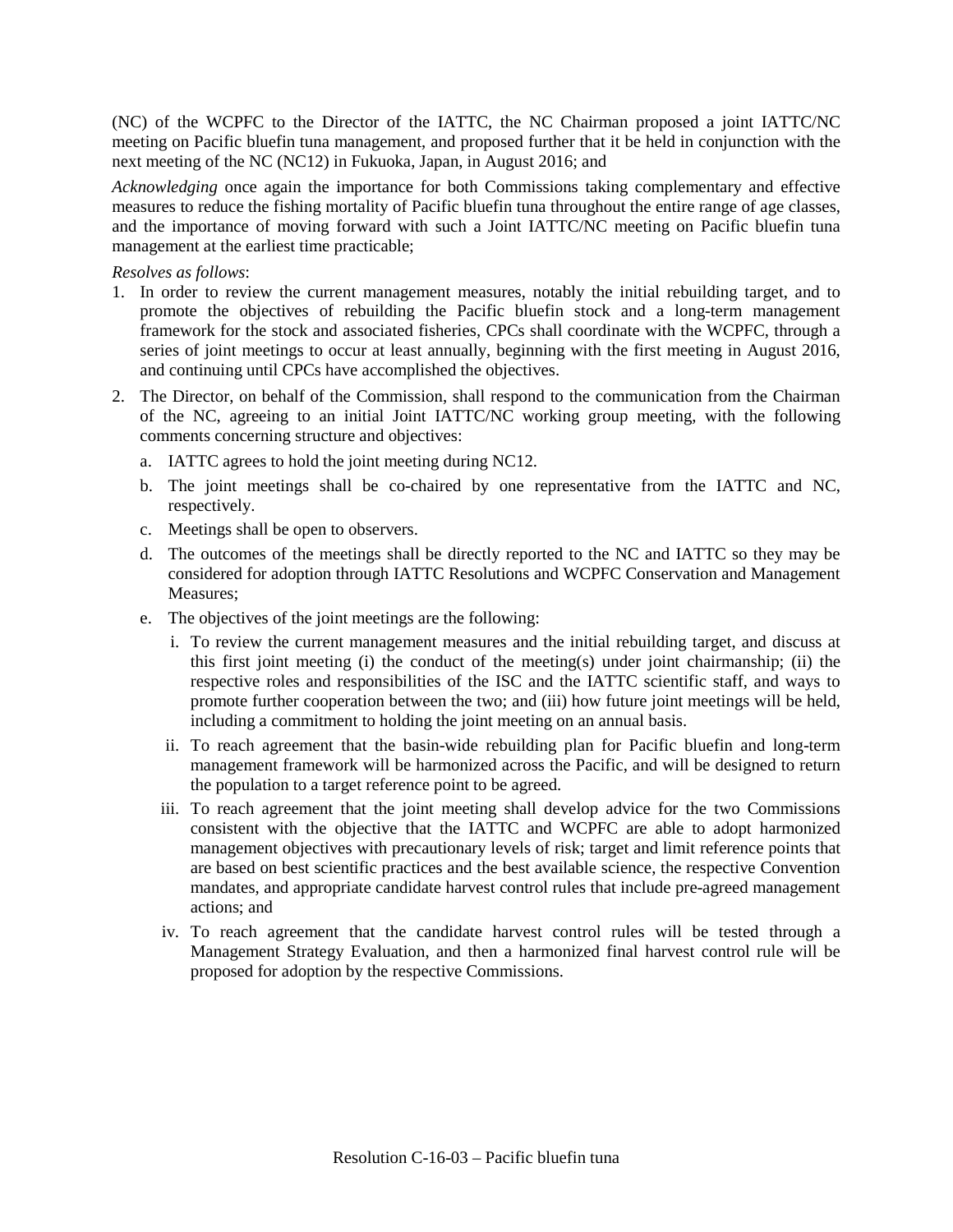(NC) of the WCPFC to the Director of the IATTC, the NC Chairman proposed a joint IATTC/NC meeting on Pacific bluefin tuna management, and proposed further that it be held in conjunction with the next meeting of the NC (NC12) in Fukuoka, Japan, in August 2016; and

*Acknowledging* once again the importance for both Commissions taking complementary and effective measures to reduce the fishing mortality of Pacific bluefin tuna throughout the entire range of age classes, and the importance of moving forward with such a Joint IATTC/NC meeting on Pacific bluefin tuna management at the earliest time practicable;

*Resolves as follows*:

1. In order to review the current management measures, notably the initial rebuilding target, and to promote the objectives of rebuilding the Pacific bluefin stock and a long-term management framework for the stock and associated fisheries, CPCs shall coordinate with the WCPFC, through a series of joint meetings to occur at least annually, beginning with the first meeting in August 2016, and continuing until CPCs have accomplished the objectives.
2. The Director, on behalf of the Commission, shall respond to the communication from the Chairman of the NC, agreeing to an initial Joint IATTC/NC working group meeting, with the following comments concerning structure and objectives:
   a. IATTC agrees to hold the joint meeting during NC12.
   b. The joint meetings shall be co-chaired by one representative from the IATTC and NC, respectively.
   c. Meetings shall be open to observers.
   d. The outcomes of the meetings shall be directly reported to the NC and IATTC so they may be considered for adoption through IATTC Resolutions and WCPFC Conservation and Management Measures;
   e. The objectives of the joint meetings are the following:
      i. To review the current management measures and the initial rebuilding target, and discuss at this first joint meeting (i) the conduct of the meeting(s) under joint chairmanship; (ii) the respective roles and responsibilities of the ISC and the IATTC scientific staff, and ways to promote further cooperation between the two; and (iii) how future joint meetings will be held, including a commitment to holding the joint meeting on an annual basis.
      ii. To reach agreement that the basin-wide rebuilding plan for Pacific bluefin and long-term management framework will be harmonized across the Pacific, and will be designed to return the population to a target reference point to be agreed.
      iii. To reach agreement that the joint meeting shall develop advice for the two Commissions consistent with the objective that the IATTC and WCPFC are able to adopt harmonized management objectives with precautionary levels of risk; target and limit reference points that are based on best scientific practices and the best available science, the respective Convention mandates, and appropriate candidate harvest control rules that include pre-agreed management actions; and
      iv. To reach agreement that the candidate harvest control rules will be tested through a Management Strategy Evaluation, and then a harmonized final harvest control rule will be proposed for adoption by the respective Commissions.